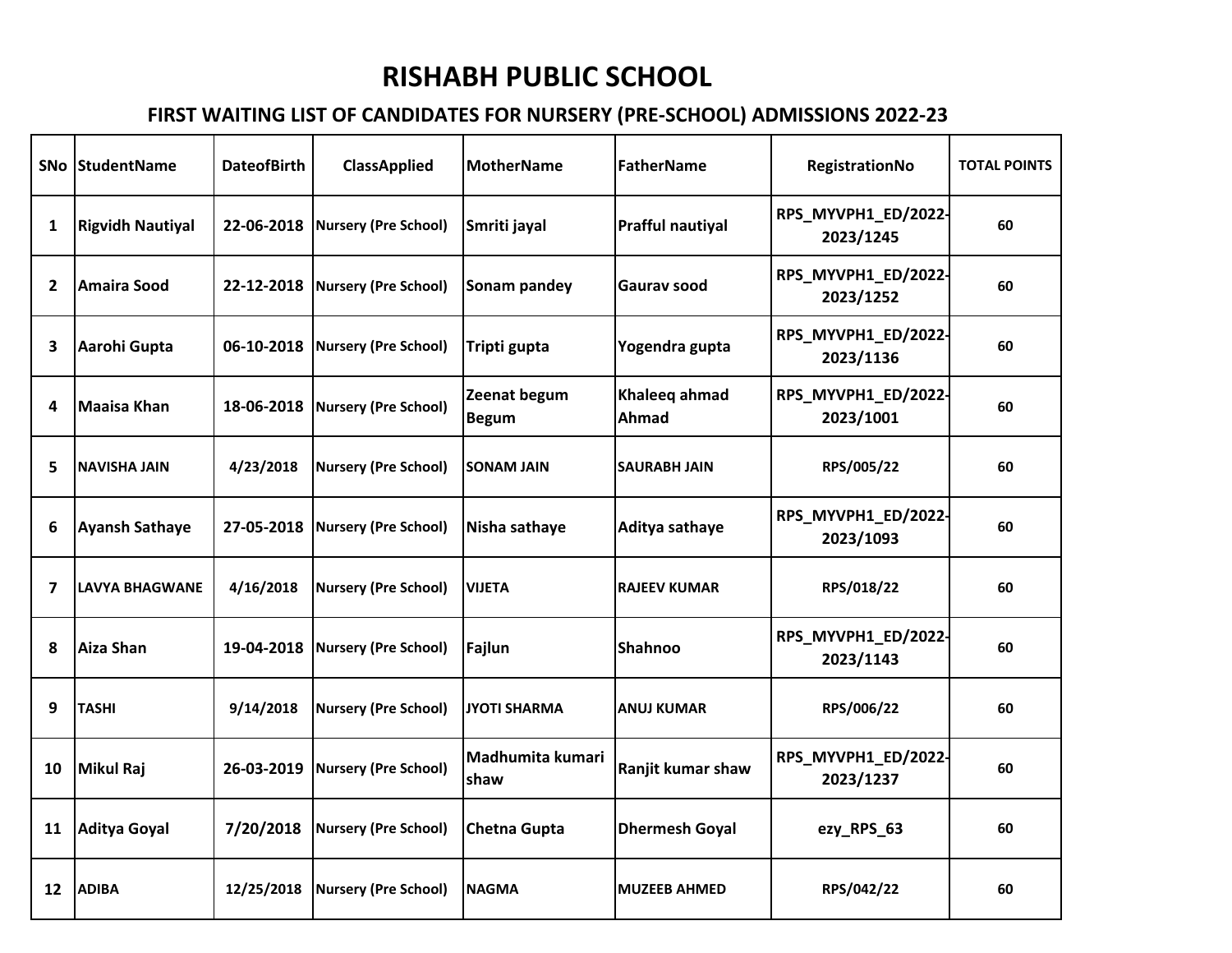# RISHABH PUBLIC SCHOOL

## FIRST WAITING LIST OF CANDIDATES FOR NURSERY (PRE-SCHOOL) ADMISSIONS 2022-23

| SNo | StudentName | DateofBirth | ClassApplied | MotherName | FatherName | RegistrationNo | TOTAL POINTS |
|---|---|---|---|---|---|---|---|
| 1 | Rigvidh Nautiyal | 22-06-2018 | Nursery (Pre School) | Smriti jayal | Prafful nautiyal | RPS_MYVPH1_ED/2022-2023/1245 | 60 |
| 2 | Amaira Sood | 22-12-2018 | Nursery (Pre School) | Sonam pandey | Gaurav sood | RPS_MYVPH1_ED/2022-2023/1252 | 60 |
| 3 | Aarohi Gupta | 06-10-2018 | Nursery (Pre School) | Tripti gupta | Yogendra gupta | RPS_MYVPH1_ED/2022-2023/1136 | 60 |
| 4 | Maaisa Khan | 18-06-2018 | Nursery (Pre School) | Zeenat begum Begum | Khaleeq ahmad Ahmad | RPS_MYVPH1_ED/2022-2023/1001 | 60 |
| 5 | NAVISHA JAIN | 4/23/2018 | Nursery (Pre School) | SONAM JAIN | SAURABH JAIN | RPS/005/22 | 60 |
| 6 | Ayansh Sathaye | 27-05-2018 | Nursery (Pre School) | Nisha sathaye | Aditya sathaye | RPS_MYVPH1_ED/2022-2023/1093 | 60 |
| 7 | LAVYA BHAGWANE | 4/16/2018 | Nursery (Pre School) | VIJETA | RAJEEV KUMAR | RPS/018/22 | 60 |
| 8 | Aiza Shan | 19-04-2018 | Nursery (Pre School) | Fajlun | Shahnoo | RPS_MYVPH1_ED/2022-2023/1143 | 60 |
| 9 | TASHI | 9/14/2018 | Nursery (Pre School) | JYOTI SHARMA | ANUJ KUMAR | RPS/006/22 | 60 |
| 10 | Mikul Raj | 26-03-2019 | Nursery (Pre School) | Madhumita kumari shaw | Ranjit kumar shaw | RPS_MYVPH1_ED/2022-2023/1237 | 60 |
| 11 | Aditya Goyal | 7/20/2018 | Nursery (Pre School) | Chetna Gupta | Dhermesh Goyal | ezy_RPS_63 | 60 |
| 12 | ADIBA | 12/25/2018 | Nursery (Pre School) | NAGMA | MUZEEB AHMED | RPS/042/22 | 60 |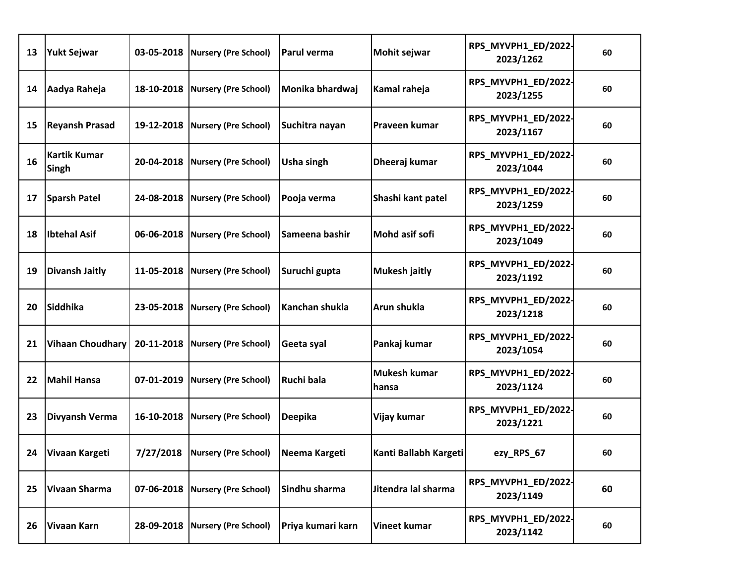| | | | | | | | |
|---|---|---|---|---|---|---|---|
| 13 | Yukt Sejwar | 03-05-2018 | Nursery (Pre School) | Parul verma | Mohit sejwar | RPS_MYVPH1_ED/2022-2023/1262 | 60 |
| 14 | Aadya Raheja | 18-10-2018 | Nursery (Pre School) | Monika bhardwaj | Kamal raheja | RPS_MYVPH1_ED/2022-2023/1255 | 60 |
| 15 | Reyansh Prasad | 19-12-2018 | Nursery (Pre School) | Suchitra nayan | Praveen kumar | RPS_MYVPH1_ED/2022-2023/1167 | 60 |
| 16 | Kartik Kumar Singh | 20-04-2018 | Nursery (Pre School) | Usha singh | Dheeraj kumar | RPS_MYVPH1_ED/2022-2023/1044 | 60 |
| 17 | Sparsh Patel | 24-08-2018 | Nursery (Pre School) | Pooja verma | Shashi kant patel | RPS_MYVPH1_ED/2022-2023/1259 | 60 |
| 18 | Ibtehal Asif | 06-06-2018 | Nursery (Pre School) | Sameena bashir | Mohd asif sofi | RPS_MYVPH1_ED/2022-2023/1049 | 60 |
| 19 | Divansh Jaitly | 11-05-2018 | Nursery (Pre School) | Suruchi gupta | Mukesh jaitly | RPS_MYVPH1_ED/2022-2023/1192 | 60 |
| 20 | Siddhika | 23-05-2018 | Nursery (Pre School) | Kanchan shukla | Arun shukla | RPS_MYVPH1_ED/2022-2023/1218 | 60 |
| 21 | Vihaan Choudhary | 20-11-2018 | Nursery (Pre School) | Geeta syal | Pankaj kumar | RPS_MYVPH1_ED/2022-2023/1054 | 60 |
| 22 | Mahil Hansa | 07-01-2019 | Nursery (Pre School) | Ruchi bala | Mukesh kumar hansa | RPS_MYVPH1_ED/2022-2023/1124 | 60 |
| 23 | Divyansh Verma | 16-10-2018 | Nursery (Pre School) | Deepika | Vijay kumar | RPS_MYVPH1_ED/2022-2023/1221 | 60 |
| 24 | Vivaan Kargeti | 7/27/2018 | Nursery (Pre School) | Neema Kargeti | Kanti Ballabh Kargeti | ezy_RPS_67 | 60 |
| 25 | Vivaan Sharma | 07-06-2018 | Nursery (Pre School) | Sindhu sharma | Jitendra lal sharma | RPS_MYVPH1_ED/2022-2023/1149 | 60 |
| 26 | Vivaan Karn | 28-09-2018 | Nursery (Pre School) | Priya kumari karn | Vineet kumar | RPS_MYVPH1_ED/2022-2023/1142 | 60 |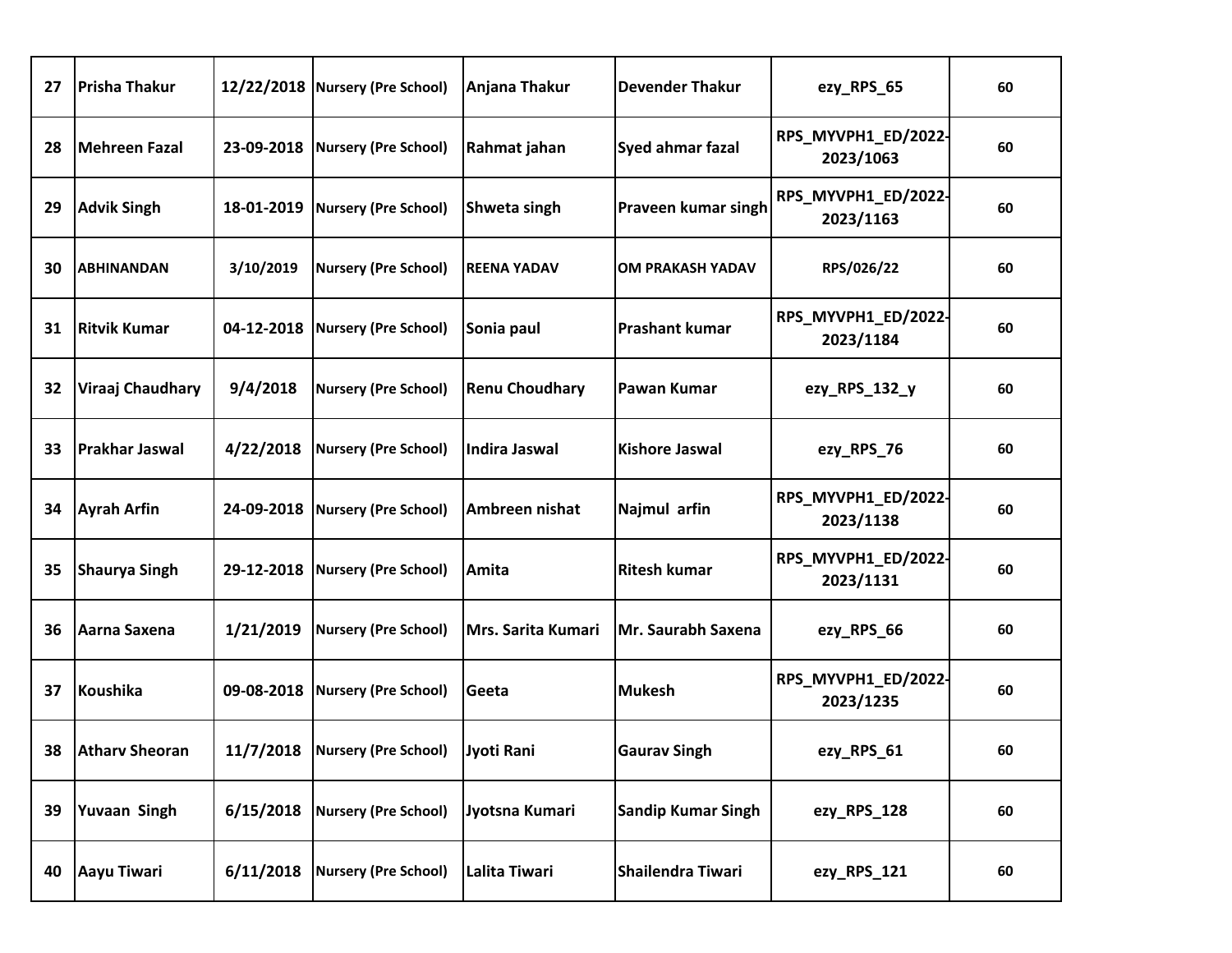| | | | | | | | |
|---|---|---|---|---|---|---|---|
| 27 | Prisha Thakur | 12/22/2018 | Nursery (Pre School) | Anjana Thakur | Devender Thakur | ezy_RPS_65 | 60 |
| 28 | Mehreen Fazal | 23-09-2018 | Nursery (Pre School) | Rahmat jahan | Syed ahmar fazal | RPS_MYVPH1_ED/2022-2023/1063 | 60 |
| 29 | Advik Singh | 18-01-2019 | Nursery (Pre School) | Shweta singh | Praveen kumar singh | RPS_MYVPH1_ED/2022-2023/1163 | 60 |
| 30 | ABHINANDAN | 3/10/2019 | Nursery (Pre School) | REENA YADAV | OM PRAKASH YADAV | RPS/026/22 | 60 |
| 31 | Ritvik Kumar | 04-12-2018 | Nursery (Pre School) | Sonia paul | Prashant kumar | RPS_MYVPH1_ED/2022-2023/1184 | 60 |
| 32 | Viraaj Chaudhary | 9/4/2018 | Nursery (Pre School) | Renu Choudhary | Pawan Kumar | ezy_RPS_132_y | 60 |
| 33 | Prakhar Jaswal | 4/22/2018 | Nursery (Pre School) | Indira Jaswal | Kishore Jaswal | ezy_RPS_76 | 60 |
| 34 | Ayrah Arfin | 24-09-2018 | Nursery (Pre School) | Ambreen nishat | Najmul arfin | RPS_MYVPH1_ED/2022-2023/1138 | 60 |
| 35 | Shaurya Singh | 29-12-2018 | Nursery (Pre School) | Amita | Ritesh kumar | RPS_MYVPH1_ED/2022-2023/1131 | 60 |
| 36 | Aarna Saxena | 1/21/2019 | Nursery (Pre School) | Mrs. Sarita Kumari | Mr. Saurabh Saxena | ezy_RPS_66 | 60 |
| 37 | Koushika | 09-08-2018 | Nursery (Pre School) | Geeta | Mukesh | RPS_MYVPH1_ED/2022-2023/1235 | 60 |
| 38 | Atharv Sheoran | 11/7/2018 | Nursery (Pre School) | Jyoti Rani | Gaurav Singh | ezy_RPS_61 | 60 |
| 39 | Yuvaan Singh | 6/15/2018 | Nursery (Pre School) | Jyotsna Kumari | Sandip Kumar Singh | ezy_RPS_128 | 60 |
| 40 | Aayu Tiwari | 6/11/2018 | Nursery (Pre School) | Lalita Tiwari | Shailendra Tiwari | ezy_RPS_121 | 60 |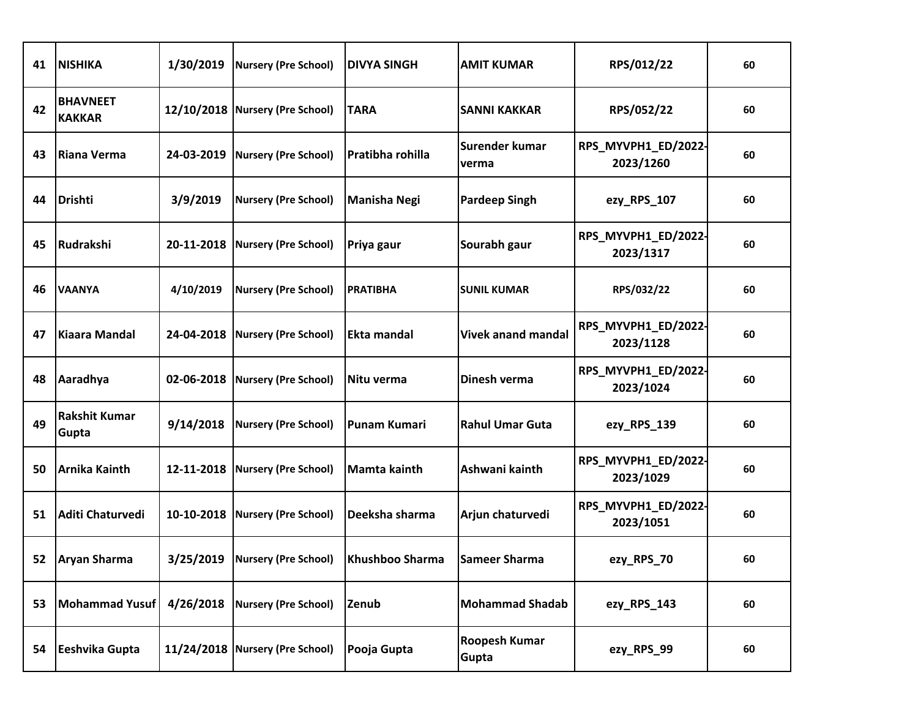| 41 | NISHIKA | 1/30/2019 | Nursery (Pre School) | DIVYA SINGH | AMIT KUMAR | RPS/012/22 | 60 |
|---|---|---|---|---|---|---|---|
| 42 | BHAVNEET KAKKAR | 12/10/2018 | Nursery (Pre School) | TARA | SANNI KAKKAR | RPS/052/22 | 60 |
| 43 | Riana Verma | 24-03-2019 | Nursery (Pre School) | Pratibha rohilla | Surender kumar verma | RPS_MYVPH1_ED/2022-2023/1260 | 60 |
| 44 | Drishti | 3/9/2019 | Nursery (Pre School) | Manisha Negi | Pardeep Singh | ezy_RPS_107 | 60 |
| 45 | Rudrakshi | 20-11-2018 | Nursery (Pre School) | Priya gaur | Sourabh gaur | RPS_MYVPH1_ED/2022-2023/1317 | 60 |
| 46 | VAANYA | 4/10/2019 | Nursery (Pre School) | PRATIBHA | SUNIL KUMAR | RPS/032/22 | 60 |
| 47 | Kiaara Mandal | 24-04-2018 | Nursery (Pre School) | Ekta mandal | Vivek anand mandal | RPS_MYVPH1_ED/2022-2023/1128 | 60 |
| 48 | Aaradhya | 02-06-2018 | Nursery (Pre School) | Nitu verma | Dinesh verma | RPS_MYVPH1_ED/2022-2023/1024 | 60 |
| 49 | Rakshit Kumar Gupta | 9/14/2018 | Nursery (Pre School) | Punam Kumari | Rahul Umar Guta | ezy_RPS_139 | 60 |
| 50 | Arnika Kainth | 12-11-2018 | Nursery (Pre School) | Mamta kainth | Ashwani kainth | RPS_MYVPH1_ED/2022-2023/1029 | 60 |
| 51 | Aditi Chaturvedi | 10-10-2018 | Nursery (Pre School) | Deeksha sharma | Arjun chaturvedi | RPS_MYVPH1_ED/2022-2023/1051 | 60 |
| 52 | Aryan Sharma | 3/25/2019 | Nursery (Pre School) | Khushboo Sharma | Sameer Sharma | ezy_RPS_70 | 60 |
| 53 | Mohammad Yusuf | 4/26/2018 | Nursery (Pre School) | Zenub | Mohammad Shadab | ezy_RPS_143 | 60 |
| 54 | Eeshvika Gupta | 11/24/2018 | Nursery (Pre School) | Pooja Gupta | Roopesh Kumar Gupta | ezy_RPS_99 | 60 |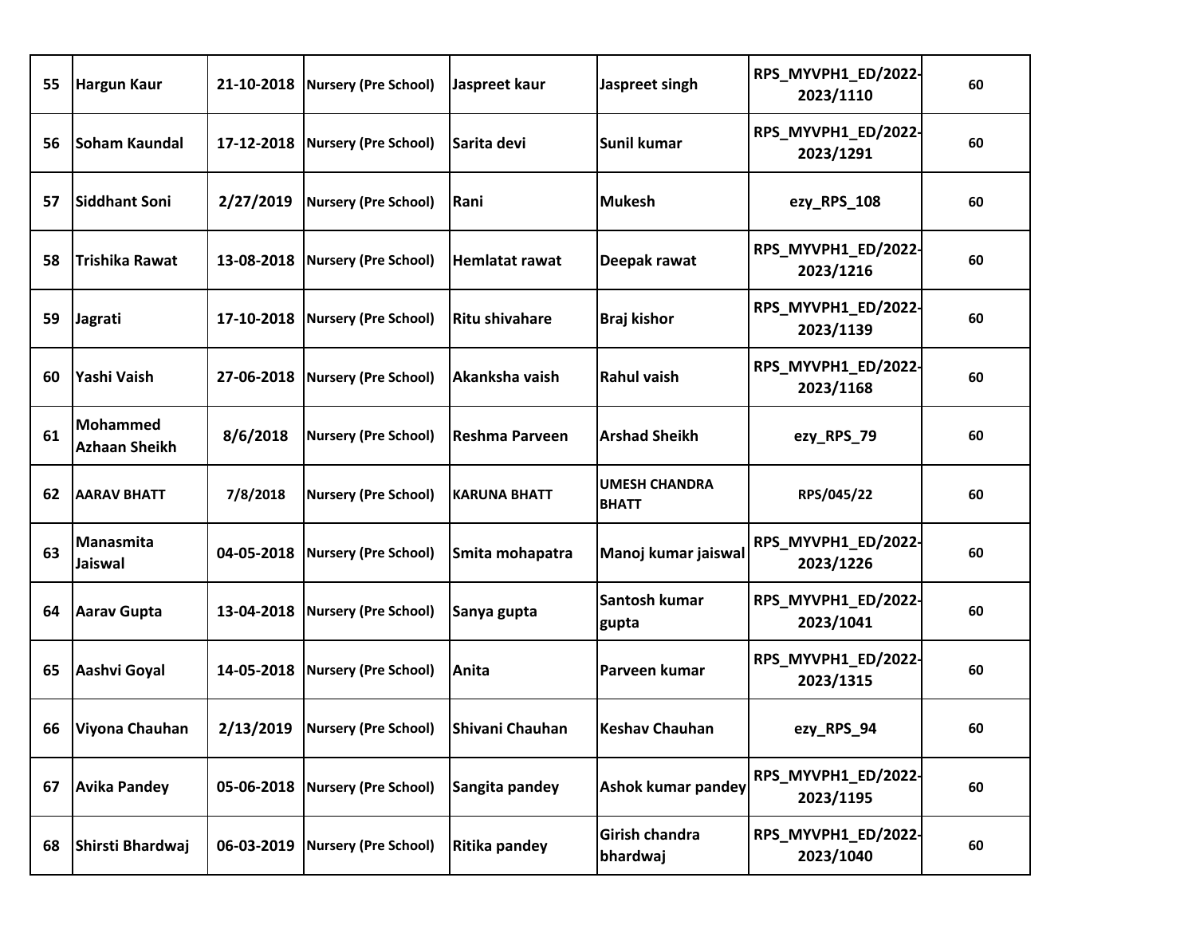| 55 | Hargun Kaur | 21-10-2018 | Nursery (Pre School) | Jaspreet kaur | Jaspreet singh | RPS_MYVPH1_ED/2022-2023/1110 | 60 |
|---|---|---|---|---|---|---|---|
| 56 | Soham Kaundal | 17-12-2018 | Nursery (Pre School) | Sarita devi | Sunil kumar | RPS_MYVPH1_ED/2022-2023/1291 | 60 |
| 57 | Siddhant Soni | 2/27/2019 | Nursery (Pre School) | Rani | Mukesh | ezy_RPS_108 | 60 |
| 58 | Trishika Rawat | 13-08-2018 | Nursery (Pre School) | Hemlatat rawat | Deepak rawat | RPS_MYVPH1_ED/2022-2023/1216 | 60 |
| 59 | Jagrati | 17-10-2018 | Nursery (Pre School) | Ritu shivahare | Braj kishor | RPS_MYVPH1_ED/2022-2023/1139 | 60 |
| 60 | Yashi Vaish | 27-06-2018 | Nursery (Pre School) | Akanksha vaish | Rahul vaish | RPS_MYVPH1_ED/2022-2023/1168 | 60 |
| 61 | Mohammed Azhaan Sheikh | 8/6/2018 | Nursery (Pre School) | Reshma Parveen | Arshad Sheikh | ezy_RPS_79 | 60 |
| 62 | AARAV BHATT | 7/8/2018 | Nursery (Pre School) | KARUNA BHATT | UMESH CHANDRA BHATT | RPS/045/22 | 60 |
| 63 | Manasmita Jaiswal | 04-05-2018 | Nursery (Pre School) | Smita mohapatra | Manoj kumar jaiswal | RPS_MYVPH1_ED/2022-2023/1226 | 60 |
| 64 | Aarav Gupta | 13-04-2018 | Nursery (Pre School) | Sanya gupta | Santosh kumar gupta | RPS_MYVPH1_ED/2022-2023/1041 | 60 |
| 65 | Aashvi Goyal | 14-05-2018 | Nursery (Pre School) | Anita | Parveen kumar | RPS_MYVPH1_ED/2022-2023/1315 | 60 |
| 66 | Viyona Chauhan | 2/13/2019 | Nursery (Pre School) | Shivani Chauhan | Keshav Chauhan | ezy_RPS_94 | 60 |
| 67 | Avika Pandey | 05-06-2018 | Nursery (Pre School) | Sangita pandey | Ashok kumar pandey | RPS_MYVPH1_ED/2022-2023/1195 | 60 |
| 68 | Shirsti Bhardwaj | 06-03-2019 | Nursery (Pre School) | Ritika pandey | Girish chandra bhardwaj | RPS_MYVPH1_ED/2022-2023/1040 | 60 |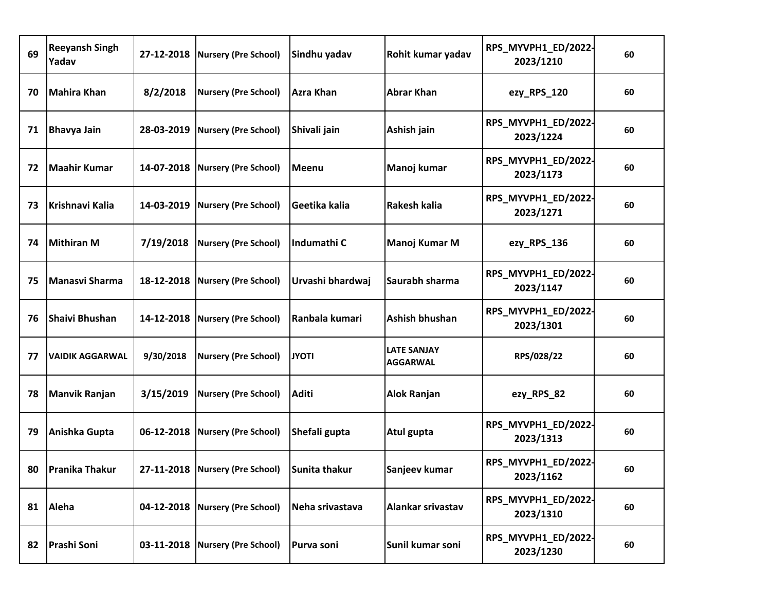| | | | | | | | |
|---|---|---|---|---|---|---|---|
| 69 | Reeyansh Singh Yadav | 27-12-2018 | Nursery (Pre School) | Sindhu yadav | Rohit kumar yadav | RPS_MYVPH1_ED/2022-2023/1210 | 60 |
| 70 | Mahira Khan | 8/2/2018 | Nursery (Pre School) | Azra Khan | Abrar Khan | ezy_RPS_120 | 60 |
| 71 | Bhavya Jain | 28-03-2019 | Nursery (Pre School) | Shivali jain | Ashish jain | RPS_MYVPH1_ED/2022-2023/1224 | 60 |
| 72 | Maahir Kumar | 14-07-2018 | Nursery (Pre School) | Meenu | Manoj kumar | RPS_MYVPH1_ED/2022-2023/1173 | 60 |
| 73 | Krishnavi Kalia | 14-03-2019 | Nursery (Pre School) | Geetika kalia | Rakesh kalia | RPS_MYVPH1_ED/2022-2023/1271 | 60 |
| 74 | Mithiran M | 7/19/2018 | Nursery (Pre School) | Indumathi C | Manoj Kumar M | ezy_RPS_136 | 60 |
| 75 | Manasvi Sharma | 18-12-2018 | Nursery (Pre School) | Urvashi bhardwaj | Saurabh sharma | RPS_MYVPH1_ED/2022-2023/1147 | 60 |
| 76 | Shaivi Bhushan | 14-12-2018 | Nursery (Pre School) | Ranbala kumari | Ashish bhushan | RPS_MYVPH1_ED/2022-2023/1301 | 60 |
| 77 | VAIDIK AGGARWAL | 9/30/2018 | Nursery (Pre School) | JYOTI | LATE SANJAY AGGARWAL | RPS/028/22 | 60 |
| 78 | Manvik Ranjan | 3/15/2019 | Nursery (Pre School) | Aditi | Alok Ranjan | ezy_RPS_82 | 60 |
| 79 | Anishka Gupta | 06-12-2018 | Nursery (Pre School) | Shefali gupta | Atul gupta | RPS_MYVPH1_ED/2022-2023/1313 | 60 |
| 80 | Pranika Thakur | 27-11-2018 | Nursery (Pre School) | Sunita thakur | Sanjeev kumar | RPS_MYVPH1_ED/2022-2023/1162 | 60 |
| 81 | Aleha | 04-12-2018 | Nursery (Pre School) | Neha srivastava | Alankar srivastav | RPS_MYVPH1_ED/2022-2023/1310 | 60 |
| 82 | Prashi Soni | 03-11-2018 | Nursery (Pre School) | Purva soni | Sunil kumar soni | RPS_MYVPH1_ED/2022-2023/1230 | 60 |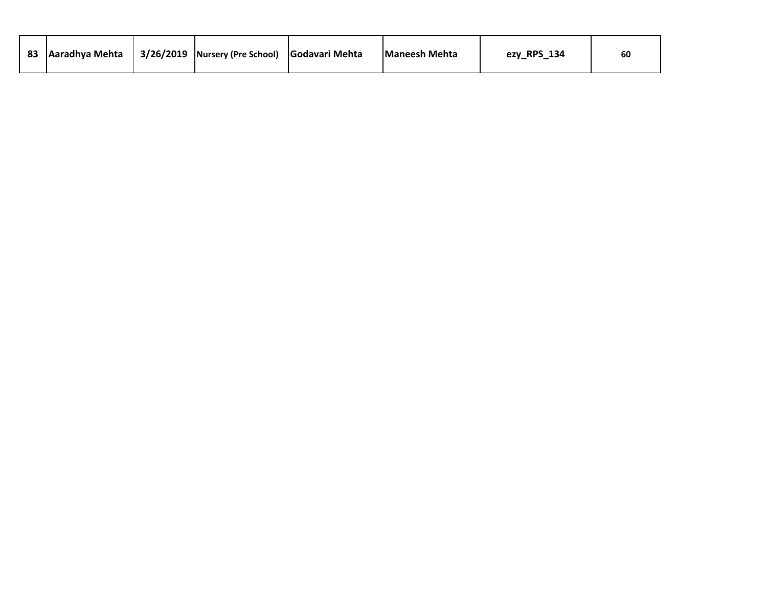| | | | | | | | |
|---|---|---|---|---|---|---|---|
| 83 | Aaradhya Mehta | 3/26/2019 | Nursery (Pre School) | Godavari Mehta | Maneesh Mehta | ezy_RPS_134 | 60 |